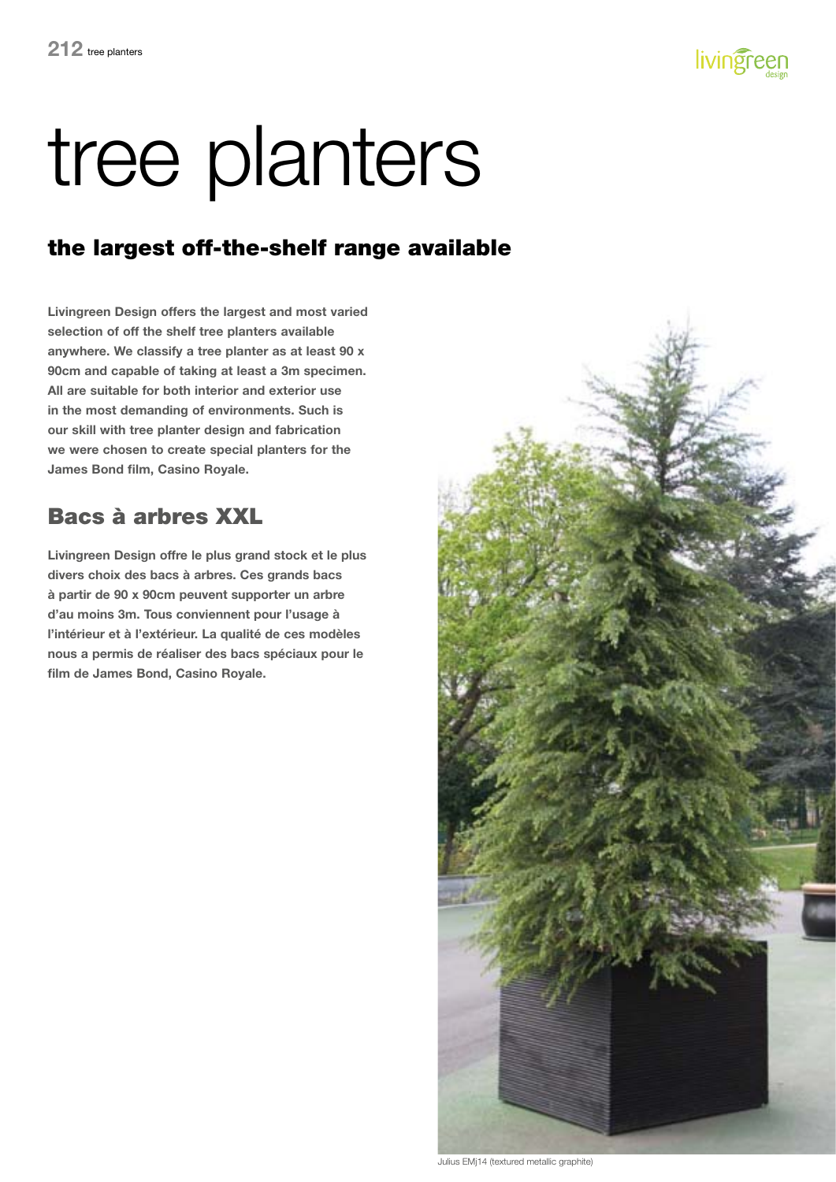# tree planters

## the largest off-the-shelf range available

**Livingreen Design offers the largest and most varied selection of off the shelf tree planters available anywhere. We classify a tree planter as at least 90 x 90cm and capable of taking at least a 3m specimen. All are suitable for both interior and exterior use in the most demanding of environments. Such is our skill with tree planter design and fabrication we were chosen to create special planters for the James Bond film, Casino Royale.**

## Bacs à arbres XXL

**Livingreen Design offre le plus grand stock et le plus divers choix des bacs à arbres. Ces grands bacs à partir de 90 x 90cm peuvent supporter un arbre d'au moins 3m. Tous conviennent pour l'usage à l'intérieur et à l'extérieur. La qualité de ces modèles nous a permis de réaliser des bacs spéciaux pour le film de James Bond, Casino Royale.**

Julius EMj14 (textured metallic graphite)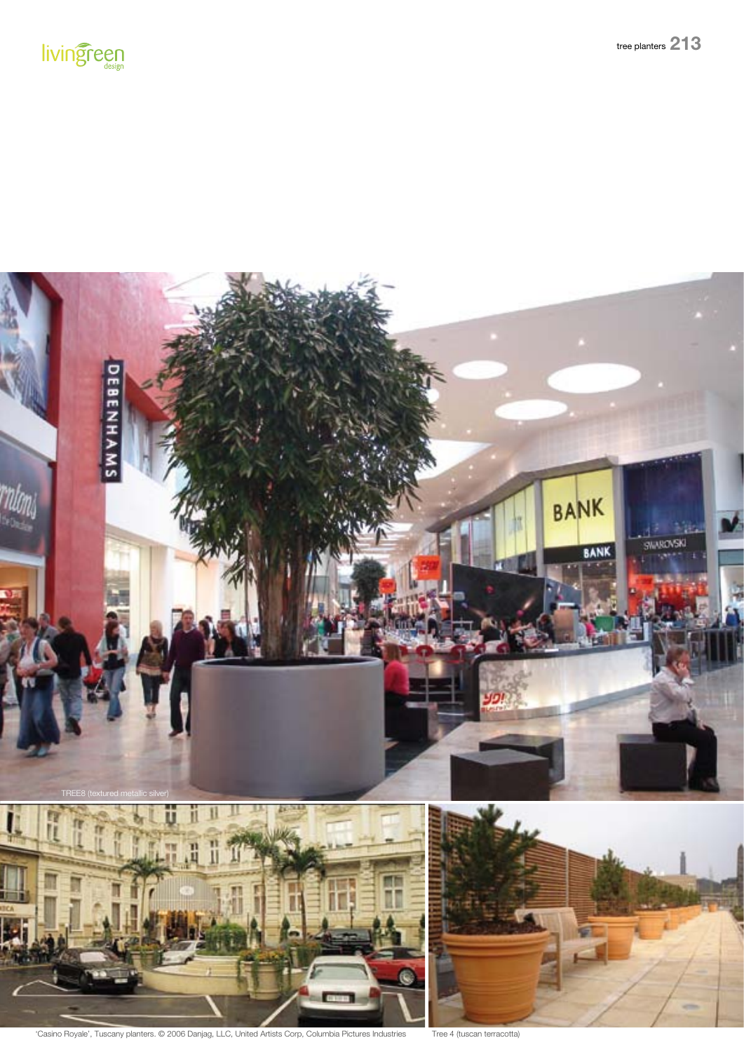TREE8 (textured metallic silver)

'Casino Royale', Tuscany planters. © 2006 Danjag, LLC, United Artists Corp, Columbia Pictures Industries

Tree 4 (tuscan terracotta)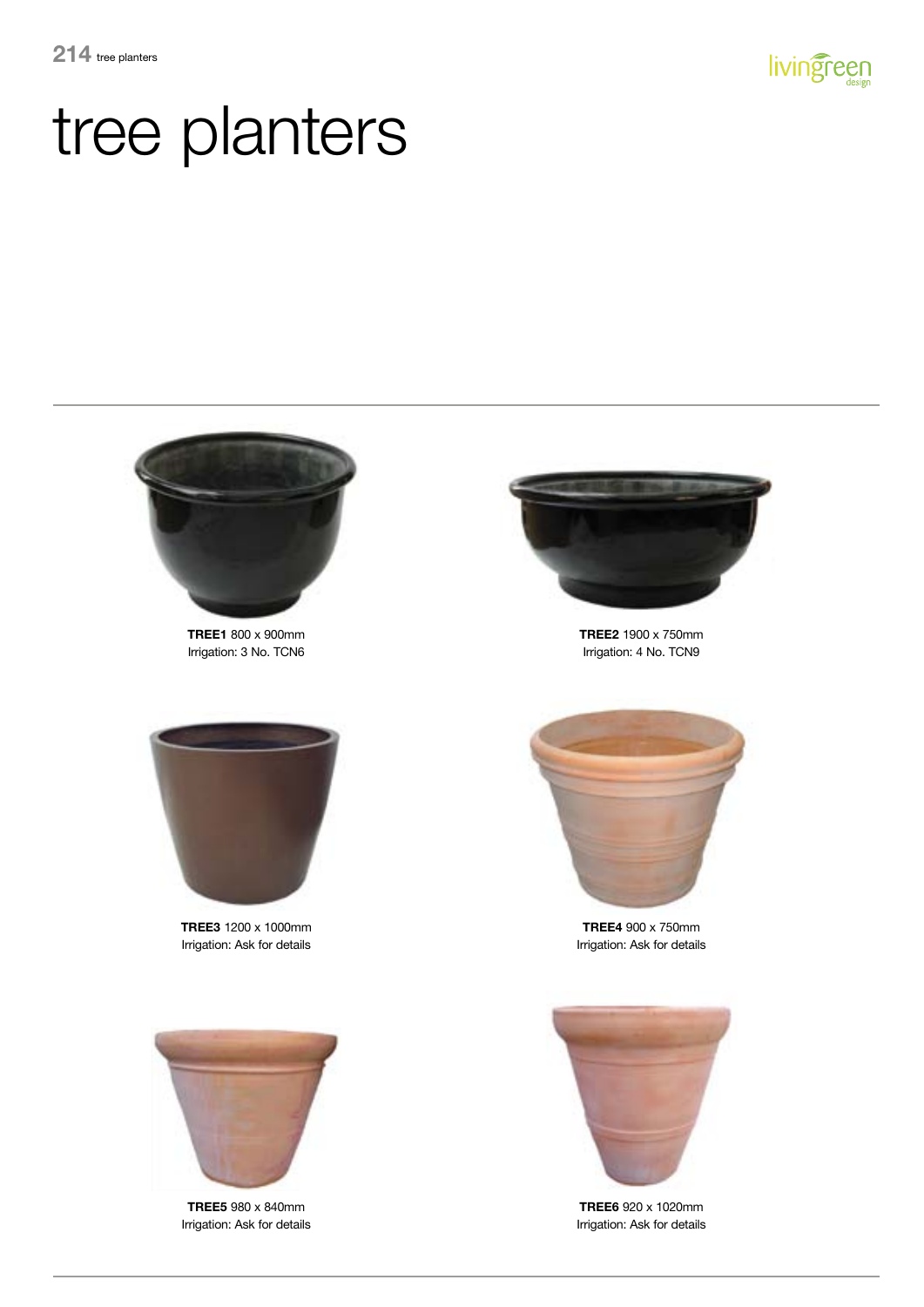# tree planters

**TREE1** 800 x 900mm
Irrigation: 3 No. TCN6

**TREE2** 1900 x 750mm
Irrigation: 4 No. TCN9

**TREE3** 1200 x 1000mm
Irrigation: Ask for details

**TREE4** 900 x 750mm
Irrigation: Ask for details

**TREE5** 980 x 840mm
Irrigation: Ask for details

**TREE6** 920 x 1020mm
Irrigation: Ask for details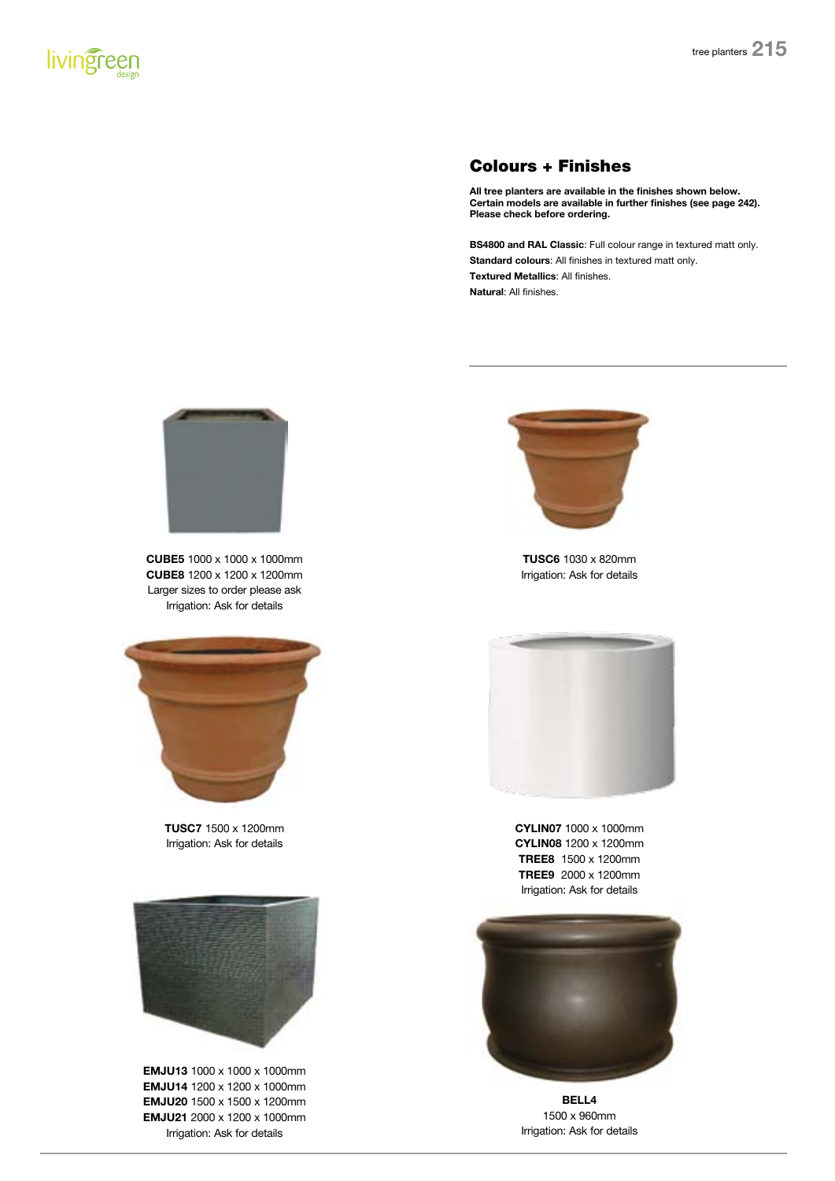## Colours + Finishes

**All tree planters are available in the finishes shown below. Certain models are available in further finishes (see page 242). Please check before ordering.**

**BS4800 and RAL Classic**: Full colour range in textured matt only.
**Standard colours**: All finishes in textured matt only.
**Textured Metallics**: All finishes.
**Natural**: All finishes.

**CUBE5** 1000 x 1000 x 1000mm
**CUBE8** 1200 x 1200 x 1200mm
Larger sizes to order please ask
Irrigation: Ask for details

**TUSC6** 1030 x 820mm
Irrigation: Ask for details

**TUSC7** 1500 x 1200mm
Irrigation: Ask for details

**CYLIN07** 1000 x 1000mm
**CYLIN08** 1200 x 1200mm
**TREE8** 1500 x 1200mm
**TREE9** 2000 x 1200mm
Irrigation: Ask for details

**EMJU13** 1000 x 1000 x 1000mm
**EMJU14** 1200 x 1200 x 1000mm
**EMJU20** 1500 x 1500 x 1200mm
**EMJU21** 2000 x 1200 x 1000mm
Irrigation: Ask for details

**BELL4**
1500 x 960mm
Irrigation: Ask for details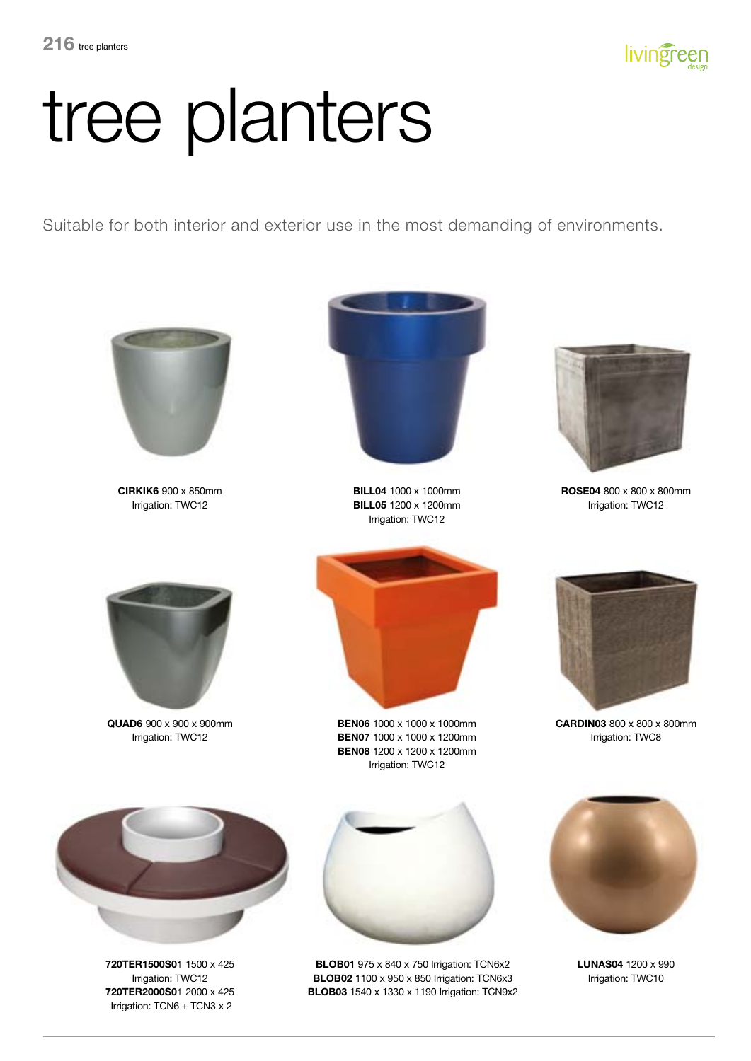# tree planters

Suitable for both interior and exterior use in the most demanding of environments.

**CIRKIK6** 900 x 850mm
Irrigation: TWC12

**BILL04** 1000 x 1000mm
**BILL05** 1200 x 1200mm
Irrigation: TWC12

**ROSE04** 800 x 800 x 800mm
Irrigation: TWC12

**QUAD6** 900 x 900 x 900mm
Irrigation: TWC12

**BEN06** 1000 x 1000 x 1000mm
**BEN07** 1000 x 1000 x 1200mm
**BEN08** 1200 x 1200 x 1200mm
Irrigation: TWC12

**CARDIN03** 800 x 800 x 800mm
Irrigation: TWC8

**720TER1500S01** 1500 x 425
Irrigation: TWC12
**720TER2000S01** 2000 x 425
Irrigation: TCN6 + TCN3 x 2

**BLOB01** 975 x 840 x 750 Irrigation: TCN6x2
**BLOB02** 1100 x 950 x 850 Irrigation: TCN6x3
**BLOB03** 1540 x 1330 x 1190 Irrigation: TCN9x2

**LUNAS04** 1200 x 990
Irrigation: TWC10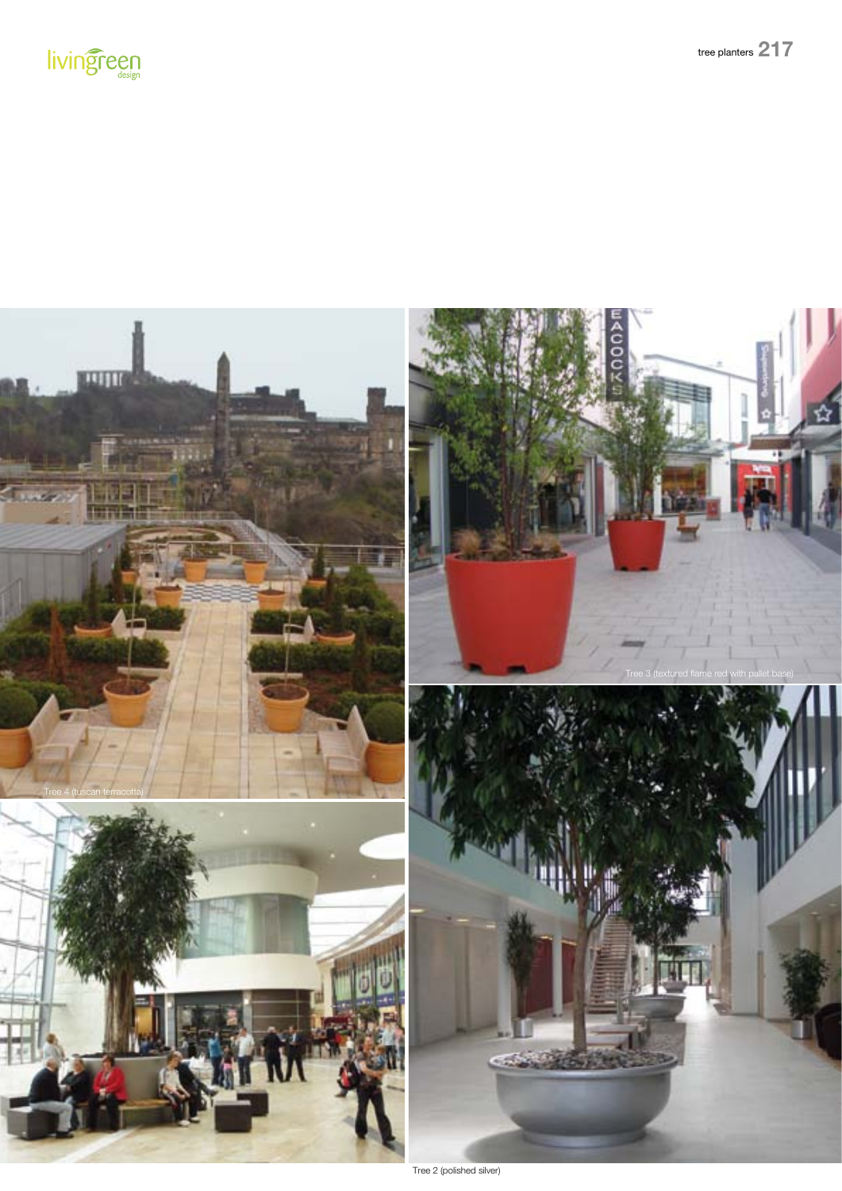Tree 4 (tuscan terracotta)

Tree 3 (textured flame red with pallet base)

Tree 2 (polished silver)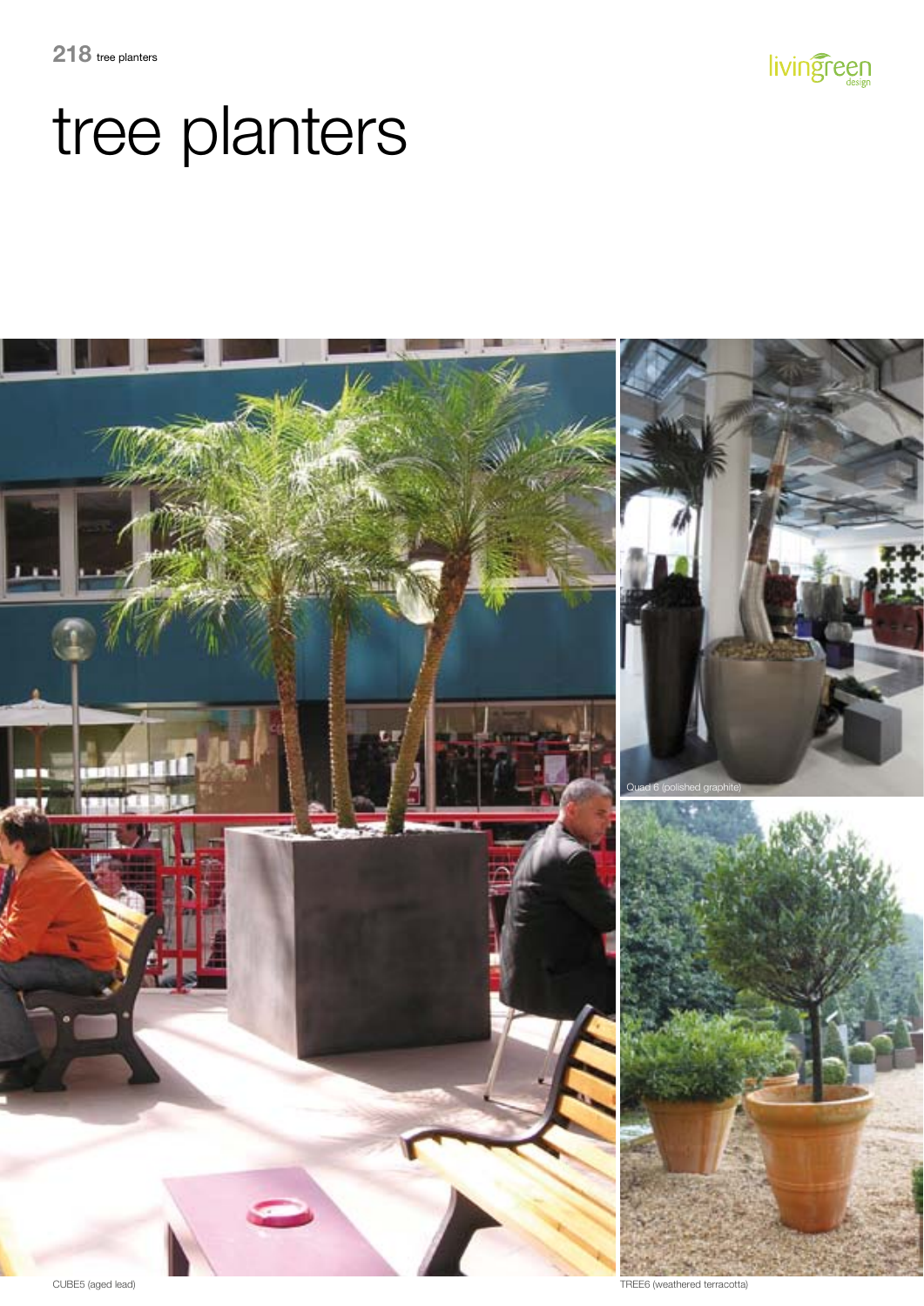# tree planters

Quad 6 (polished graphite)

CUBE5 (aged lead)

TREE6 (weathered terracotta)